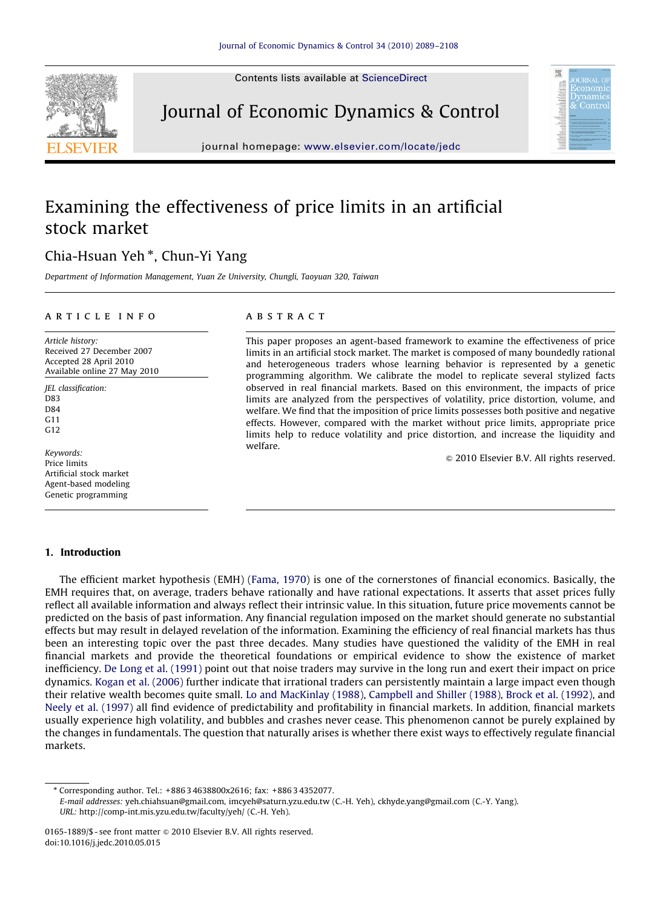# Examining the effectiveness of price limits in an artificial stock market

Chia-Hsuan Yeh *, Chun-Yi Yang

*Department of Information Management, Yuan Ze University, Chungli, Taoyuan 320, Taiwan*

## ARTICLE INFO

*Article history:*
Received 27 December 2007
Accepted 28 April 2010
Available online 27 May 2010

*JEL classification:*
D83
D84
G11
G12

*Keywords:*
Price limits
Artificial stock market
Agent-based modeling
Genetic programming

## ABSTRACT

This paper proposes an agent-based framework to examine the effectiveness of price limits in an artificial stock market. The market is composed of many boundedly rational and heterogeneous traders whose learning behavior is represented by a genetic programming algorithm. We calibrate the model to replicate several stylized facts observed in real financial markets. Based on this environment, the impacts of price limits are analyzed from the perspectives of volatility, price distortion, volume, and welfare. We find that the imposition of price limits possesses both positive and negative effects. However, compared with the market without price limits, appropriate price limits help to reduce volatility and price distortion, and increase the liquidity and welfare.

© 2010 Elsevier B.V. All rights reserved.

## 1. Introduction

The efficient market hypothesis (EMH) (Fama, 1970) is one of the cornerstones of financial economics. Basically, the EMH requires that, on average, traders behave rationally and have rational expectations. It asserts that asset prices fully reflect all available information and always reflect their intrinsic value. In this situation, future price movements cannot be predicted on the basis of past information. Any financial regulation imposed on the market should generate no substantial effects but may result in delayed revelation of the information. Examining the efficiency of real financial markets has thus been an interesting topic over the past three decades. Many studies have questioned the validity of the EMH in real financial markets and provide the theoretical foundations or empirical evidence to show the existence of market inefficiency. De Long et al. (1991) point out that noise traders may survive in the long run and exert their impact on price dynamics. Kogan et al. (2006) further indicate that irrational traders can persistently maintain a large impact even though their relative wealth becomes quite small. Lo and MacKinlay (1988), Campbell and Shiller (1988), Brock et al. (1992), and Neely et al. (1997) all find evidence of predictability and profitability in financial markets. In addition, financial markets usually experience high volatility, and bubbles and crashes never cease. This phenomenon cannot be purely explained by the changes in fundamentals. The question that naturally arises is whether there exist ways to effectively regulate financial markets.

---

* Corresponding author. Tel.: +886 3 4638800x2616; fax: +886 3 4352077.
*E-mail addresses:* yeh.chiahsuan@gmail.com, imcyeh@saturn.yzu.edu.tw (C.-H. Yeh), ckhyde.yang@gmail.com (C.-Y. Yang).
*URL:* http://comp-int.mis.yzu.edu.tw/faculty/yeh/ (C.-H. Yeh).

0165-1889/$ - see front matter © 2010 Elsevier B.V. All rights reserved.
doi:10.1016/j.jedc.2010.05.015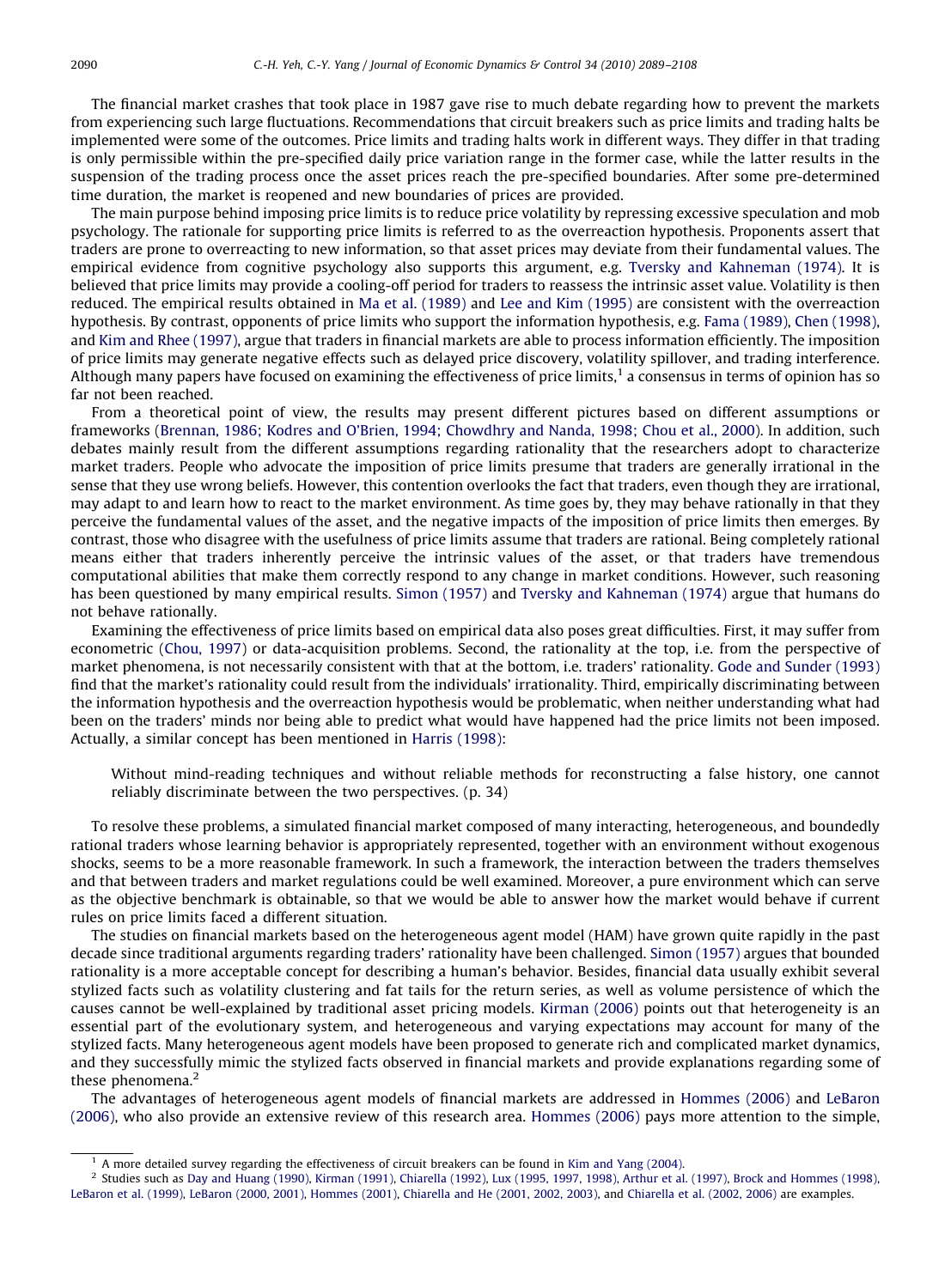The financial market crashes that took place in 1987 gave rise to much debate regarding how to prevent the markets from experiencing such large fluctuations. Recommendations that circuit breakers such as price limits and trading halts be implemented were some of the outcomes. Price limits and trading halts work in different ways. They differ in that trading is only permissible within the pre-specified daily price variation range in the former case, while the latter results in the suspension of the trading process once the asset prices reach the pre-specified boundaries. After some pre-determined time duration, the market is reopened and new boundaries of prices are provided.

The main purpose behind imposing price limits is to reduce price volatility by repressing excessive speculation and mob psychology. The rationale for supporting price limits is referred to as the overreaction hypothesis. Proponents assert that traders are prone to overreacting to new information, so that asset prices may deviate from their fundamental values. The empirical evidence from cognitive psychology also supports this argument, e.g. Tversky and Kahneman (1974). It is believed that price limits may provide a cooling-off period for traders to reassess the intrinsic asset value. Volatility is then reduced. The empirical results obtained in Ma et al. (1989) and Lee and Kim (1995) are consistent with the overreaction hypothesis. By contrast, opponents of price limits who support the information hypothesis, e.g. Fama (1989), Chen (1998), and Kim and Rhee (1997), argue that traders in financial markets are able to process information efficiently. The imposition of price limits may generate negative effects such as delayed price discovery, volatility spillover, and trading interference. Although many papers have focused on examining the effectiveness of price limits,[1] a consensus in terms of opinion has so far not been reached.

From a theoretical point of view, the results may present different pictures based on different assumptions or frameworks (Brennan, 1986; Kodres and O'Brien, 1994; Chowdhry and Nanda, 1998; Chou et al., 2000). In addition, such debates mainly result from the different assumptions regarding rationality that the researchers adopt to characterize market traders. People who advocate the imposition of price limits presume that traders are generally irrational in the sense that they use wrong beliefs. However, this contention overlooks the fact that traders, even though they are irrational, may adapt to and learn how to react to the market environment. As time goes by, they may behave rationally in that they perceive the fundamental values of the asset, and the negative impacts of the imposition of price limits then emerges. By contrast, those who disagree with the usefulness of price limits assume that traders are rational. Being completely rational means either that traders inherently perceive the intrinsic values of the asset, or that traders have tremendous computational abilities that make them correctly respond to any change in market conditions. However, such reasoning has been questioned by many empirical results. Simon (1957) and Tversky and Kahneman (1974) argue that humans do not behave rationally.

Examining the effectiveness of price limits based on empirical data also poses great difficulties. First, it may suffer from econometric (Chou, 1997) or data-acquisition problems. Second, the rationality at the top, i.e. from the perspective of market phenomena, is not necessarily consistent with that at the bottom, i.e. traders' rationality. Gode and Sunder (1993) find that the market's rationality could result from the individuals' irrationality. Third, empirically discriminating between the information hypothesis and the overreaction hypothesis would be problematic, when neither understanding what had been on the traders' minds nor being able to predict what would have happened had the price limits not been imposed. Actually, a similar concept has been mentioned in Harris (1998):

> Without mind-reading techniques and without reliable methods for reconstructing a false history, one cannot reliably discriminate between the two perspectives. (p. 34)

To resolve these problems, a simulated financial market composed of many interacting, heterogeneous, and boundedly rational traders whose learning behavior is appropriately represented, together with an environment without exogenous shocks, seems to be a more reasonable framework. In such a framework, the interaction between the traders themselves and that between traders and market regulations could be well examined. Moreover, a pure environment which can serve as the objective benchmark is obtainable, so that we would be able to answer how the market would behave if current rules on price limits faced a different situation.

The studies on financial markets based on the heterogeneous agent model (HAM) have grown quite rapidly in the past decade since traditional arguments regarding traders' rationality have been challenged. Simon (1957) argues that bounded rationality is a more acceptable concept for describing a human's behavior. Besides, financial data usually exhibit several stylized facts such as volatility clustering and fat tails for the return series, as well as volume persistence of which the causes cannot be well-explained by traditional asset pricing models. Kirman (2006) points out that heterogeneity is an essential part of the evolutionary system, and heterogeneous and varying expectations may account for many of the stylized facts. Many heterogeneous agent models have been proposed to generate rich and complicated market dynamics, and they successfully mimic the stylized facts observed in financial markets and provide explanations regarding some of these phenomena.[2]

The advantages of heterogeneous agent models of financial markets are addressed in Hommes (2006) and LeBaron (2006), who also provide an extensive review of this research area. Hommes (2006) pays more attention to the simple,

[1] A more detailed survey regarding the effectiveness of circuit breakers can be found in Kim and Yang (2004).

[2] Studies such as Day and Huang (1990), Kirman (1991), Chiarella (1992), Lux (1995, 1997, 1998), Arthur et al. (1997), Brock and Hommes (1998), LeBaron et al. (1999), LeBaron (2000, 2001), Hommes (2001), Chiarella and He (2001, 2002, 2003), and Chiarella et al. (2002, 2006) are examples.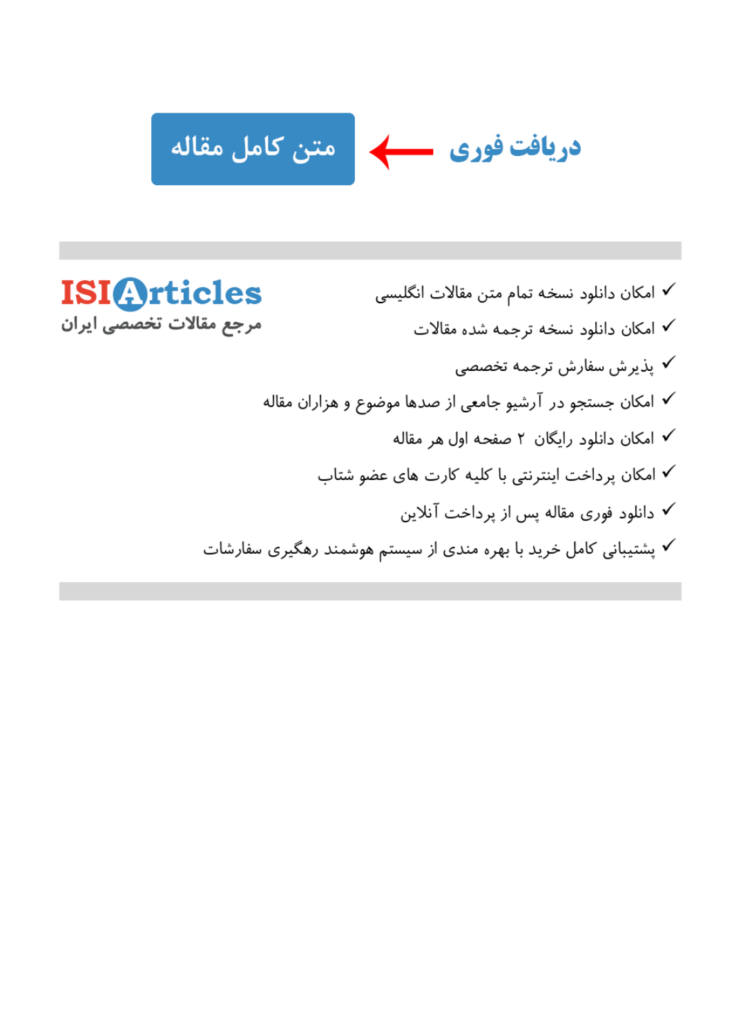دریافت فوری ← متن کامل مقاله

**ISIArticles**
مرجع مقالات تخصصی ایران

- ✓ امکان دانلود نسخه تمام متن مقالات انگلیسی
- ✓ امکان دانلود نسخه ترجمه شده مقالات
- ✓ پذیرش سفارش ترجمه تخصصی
- ✓ امکان جستجو در آرشیو جامعی از صدها موضوع و هزاران مقاله
- ✓ امکان دانلود رایگان ۲ صفحه اول هر مقاله
- ✓ امکان پرداخت اینترنتی با کلیه کارت های عضو شتاب
- ✓ دانلود فوری مقاله پس از پرداخت آنلاین
- ✓ پشتیبانی کامل خرید با بهره مندی از سیستم هوشمند رهگیری سفارشات